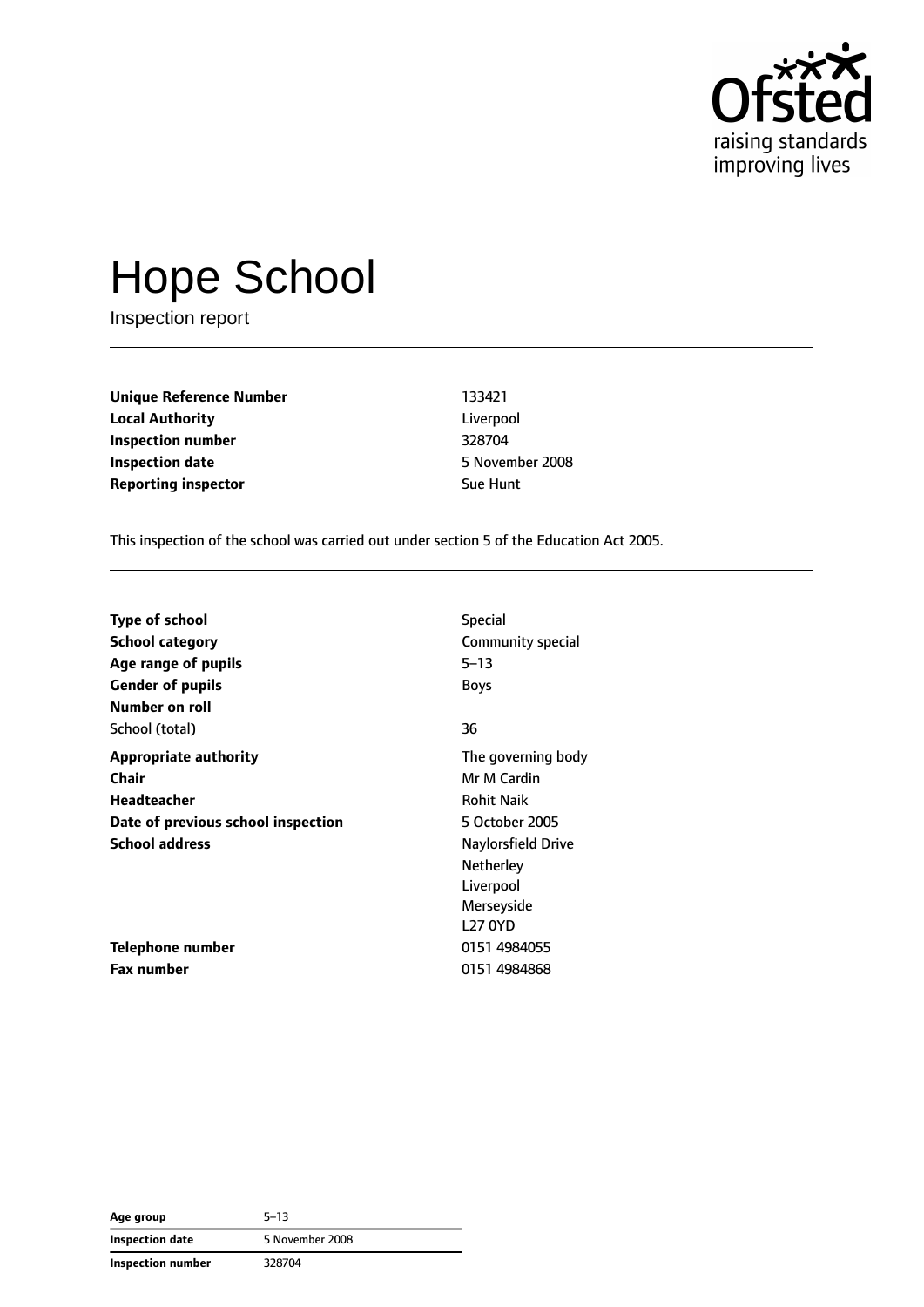# Hope School

Inspection report

| | |
|---|---|
| **Unique Reference Number** | 133421 |
| **Local Authority** | Liverpool |
| **Inspection number** | 328704 |
| **Inspection date** | 5 November 2008 |
| **Reporting inspector** | Sue Hunt |

This inspection of the school was carried out under section 5 of the Education Act 2005.

| | |
|---|---|
| **Type of school** | Special |
| **School category** | Community special |
| **Age range of pupils** | 5–13 |
| **Gender of pupils** | Boys |
| **Number on roll** | |
| School (total) | 36 |
| **Appropriate authority** | The governing body |
| **Chair** | Mr M Cardin |
| **Headteacher** | Rohit Naik |
| **Date of previous school inspection** | 5 October 2005 |
| **School address** | Naylorsfield Drive<br>Netherley<br>Liverpool<br>Merseyside<br>L27 0YD |
| **Telephone number** | 0151 4984055 |
| **Fax number** | 0151 4984868 |

| | |
|---|---|
| **Age group** | 5–13 |
| **Inspection date** | 5 November 2008 |
| **Inspection number** | 328704 |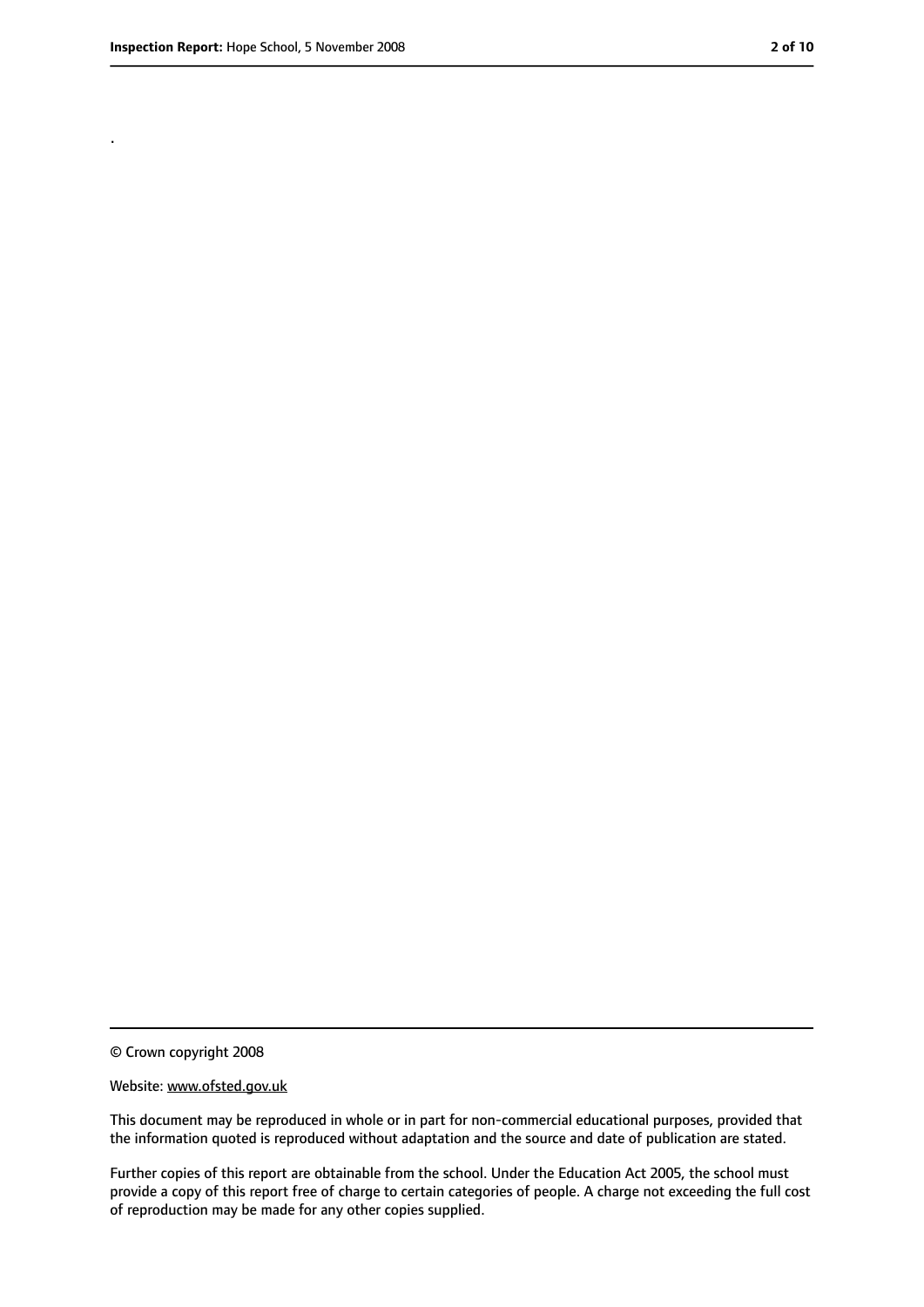.

© Crown copyright 2008

Website: www.ofsted.gov.uk

This document may be reproduced in whole or in part for non-commercial educational purposes, provided that the information quoted is reproduced without adaptation and the source and date of publication are stated.

Further copies of this report are obtainable from the school. Under the Education Act 2005, the school must provide a copy of this report free of charge to certain categories of people. A charge not exceeding the full cost of reproduction may be made for any other copies supplied.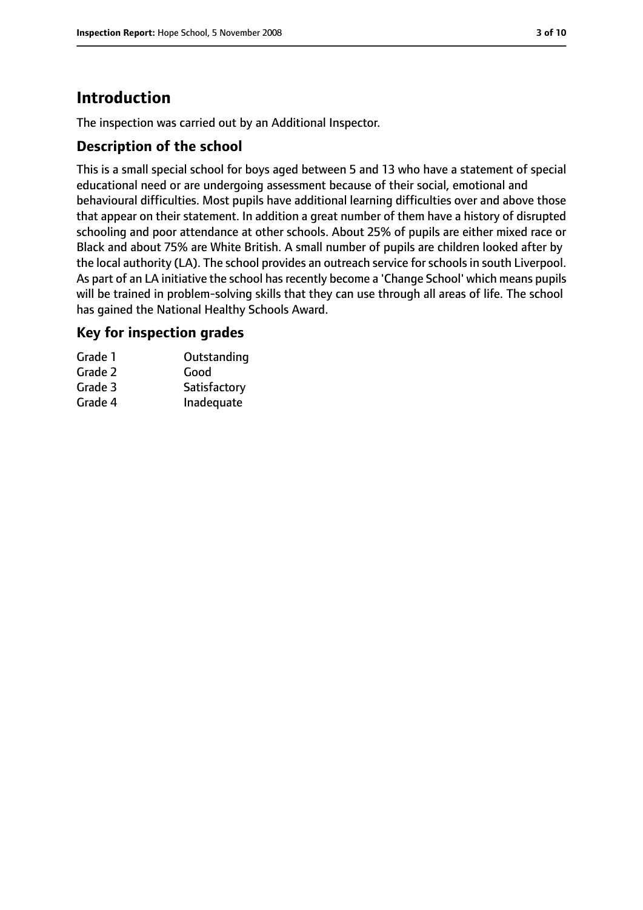# Introduction

The inspection was carried out by an Additional Inspector.

## Description of the school

This is a small special school for boys aged between 5 and 13 who have a statement of special educational need or are undergoing assessment because of their social, emotional and behavioural difficulties. Most pupils have additional learning difficulties over and above those that appear on their statement. In addition a great number of them have a history of disrupted schooling and poor attendance at other schools. About 25% of pupils are either mixed race or Black and about 75% are White British. A small number of pupils are children looked after by the local authority (LA). The school provides an outreach service for schools in south Liverpool. As part of an LA initiative the school has recently become a 'Change School' which means pupils will be trained in problem-solving skills that they can use through all areas of life. The school has gained the National Healthy Schools Award.

## Key for inspection grades

| | |
|---|---|
| Grade 1 | Outstanding |
| Grade 2 | Good |
| Grade 3 | Satisfactory |
| Grade 4 | Inadequate |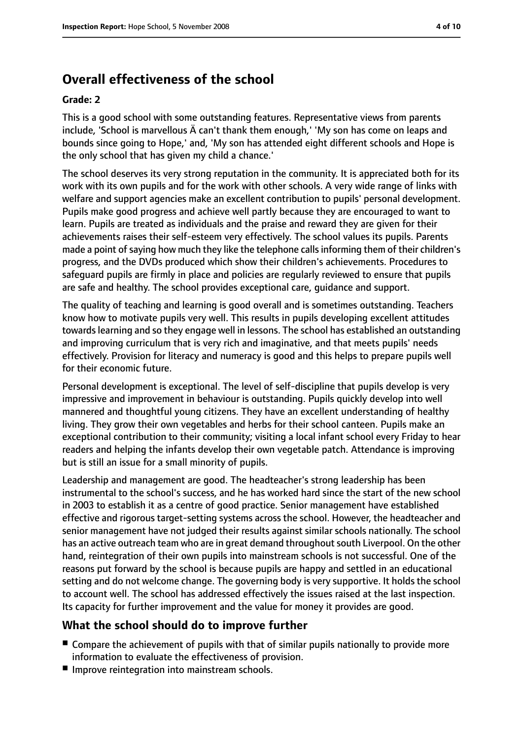## Overall effectiveness of the school

### Grade: 2

This is a good school with some outstanding features. Representative views from parents include, 'School is marvellous Ä can't thank them enough,' 'My son has come on leaps and bounds since going to Hope,' and, 'My son has attended eight different schools and Hope is the only school that has given my child a chance.'

The school deserves its very strong reputation in the community. It is appreciated both for its work with its own pupils and for the work with other schools. A very wide range of links with welfare and support agencies make an excellent contribution to pupils' personal development. Pupils make good progress and achieve well partly because they are encouraged to want to learn. Pupils are treated as individuals and the praise and reward they are given for their achievements raises their self-esteem very effectively. The school values its pupils. Parents made a point of saying how much they like the telephone calls informing them of their children's progress, and the DVDs produced which show their children's achievements. Procedures to safeguard pupils are firmly in place and policies are regularly reviewed to ensure that pupils are safe and healthy. The school provides exceptional care, guidance and support.

The quality of teaching and learning is good overall and is sometimes outstanding. Teachers know how to motivate pupils very well. This results in pupils developing excellent attitudes towards learning and so they engage well in lessons. The school has established an outstanding and improving curriculum that is very rich and imaginative, and that meets pupils' needs effectively. Provision for literacy and numeracy is good and this helps to prepare pupils well for their economic future.

Personal development is exceptional. The level of self-discipline that pupils develop is very impressive and improvement in behaviour is outstanding. Pupils quickly develop into well mannered and thoughtful young citizens. They have an excellent understanding of healthy living. They grow their own vegetables and herbs for their school canteen. Pupils make an exceptional contribution to their community; visiting a local infant school every Friday to hear readers and helping the infants develop their own vegetable patch. Attendance is improving but is still an issue for a small minority of pupils.

Leadership and management are good. The headteacher's strong leadership has been instrumental to the school's success, and he has worked hard since the start of the new school in 2003 to establish it as a centre of good practice. Senior management have established effective and rigorous target-setting systems across the school. However, the headteacher and senior management have not judged their results against similar schools nationally. The school has an active outreach team who are in great demand throughout south Liverpool. On the other hand, reintegration of their own pupils into mainstream schools is not successful. One of the reasons put forward by the school is because pupils are happy and settled in an educational setting and do not welcome change. The governing body is very supportive. It holds the school to account well. The school has addressed effectively the issues raised at the last inspection. Its capacity for further improvement and the value for money it provides are good.

## What the school should do to improve further

- Compare the achievement of pupils with that of similar pupils nationally to provide more information to evaluate the effectiveness of provision.
- Improve reintegration into mainstream schools.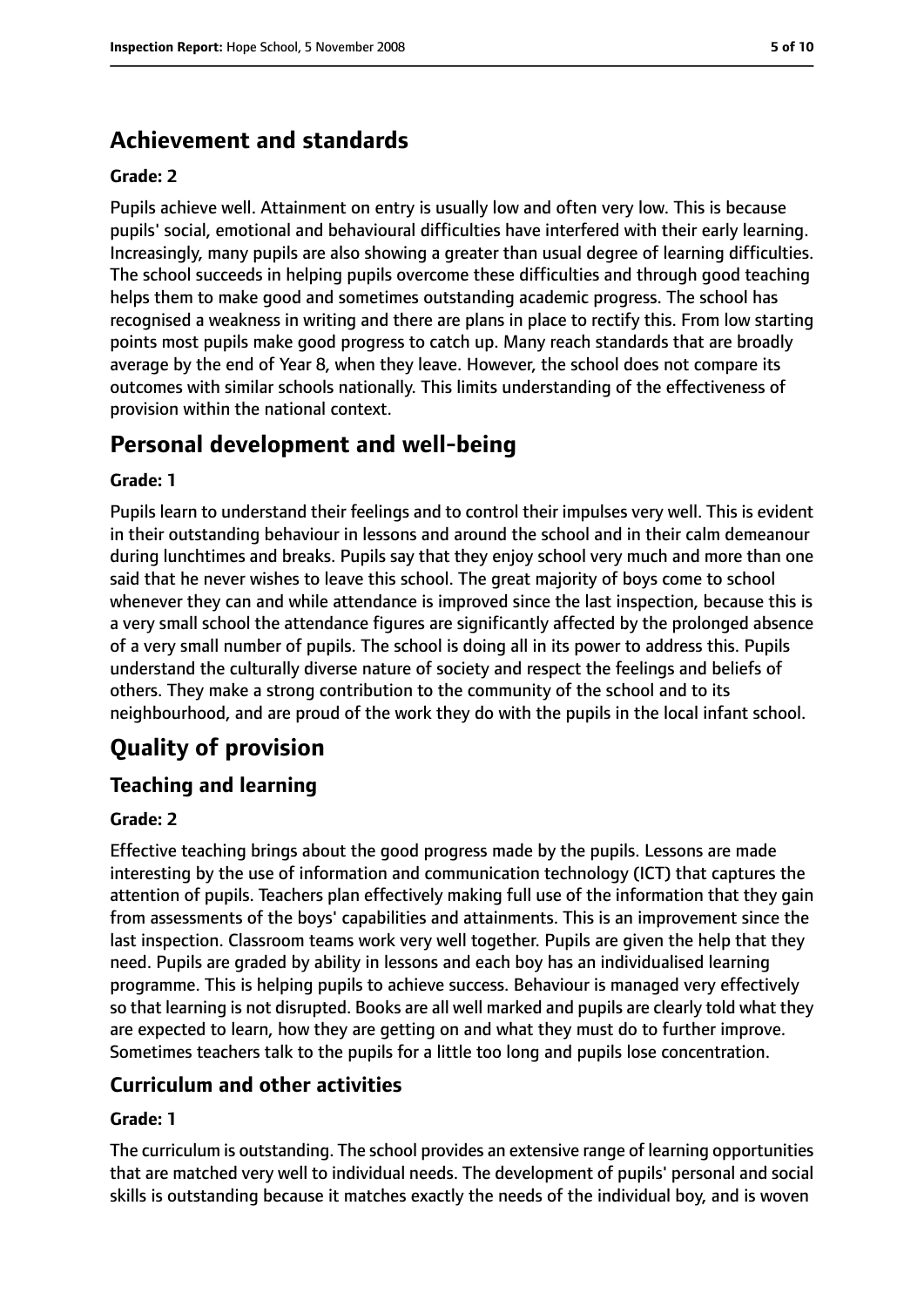## Achievement and standards

**Grade: 2**

Pupils achieve well. Attainment on entry is usually low and often very low. This is because pupils' social, emotional and behavioural difficulties have interfered with their early learning. Increasingly, many pupils are also showing a greater than usual degree of learning difficulties. The school succeeds in helping pupils overcome these difficulties and through good teaching helps them to make good and sometimes outstanding academic progress. The school has recognised a weakness in writing and there are plans in place to rectify this. From low starting points most pupils make good progress to catch up. Many reach standards that are broadly average by the end of Year 8, when they leave. However, the school does not compare its outcomes with similar schools nationally. This limits understanding of the effectiveness of provision within the national context.

## Personal development and well-being

**Grade: 1**

Pupils learn to understand their feelings and to control their impulses very well. This is evident in their outstanding behaviour in lessons and around the school and in their calm demeanour during lunchtimes and breaks. Pupils say that they enjoy school very much and more than one said that he never wishes to leave this school. The great majority of boys come to school whenever they can and while attendance is improved since the last inspection, because this is a very small school the attendance figures are significantly affected by the prolonged absence of a very small number of pupils. The school is doing all in its power to address this. Pupils understand the culturally diverse nature of society and respect the feelings and beliefs of others. They make a strong contribution to the community of the school and to its neighbourhood, and are proud of the work they do with the pupils in the local infant school.

## Quality of provision

### Teaching and learning

**Grade: 2**

Effective teaching brings about the good progress made by the pupils. Lessons are made interesting by the use of information and communication technology (ICT) that captures the attention of pupils. Teachers plan effectively making full use of the information that they gain from assessments of the boys' capabilities and attainments. This is an improvement since the last inspection. Classroom teams work very well together. Pupils are given the help that they need. Pupils are graded by ability in lessons and each boy has an individualised learning programme. This is helping pupils to achieve success. Behaviour is managed very effectively so that learning is not disrupted. Books are all well marked and pupils are clearly told what they are expected to learn, how they are getting on and what they must do to further improve. Sometimes teachers talk to the pupils for a little too long and pupils lose concentration.

### Curriculum and other activities

**Grade: 1**

The curriculum is outstanding. The school provides an extensive range of learning opportunities that are matched very well to individual needs. The development of pupils' personal and social skills is outstanding because it matches exactly the needs of the individual boy, and is woven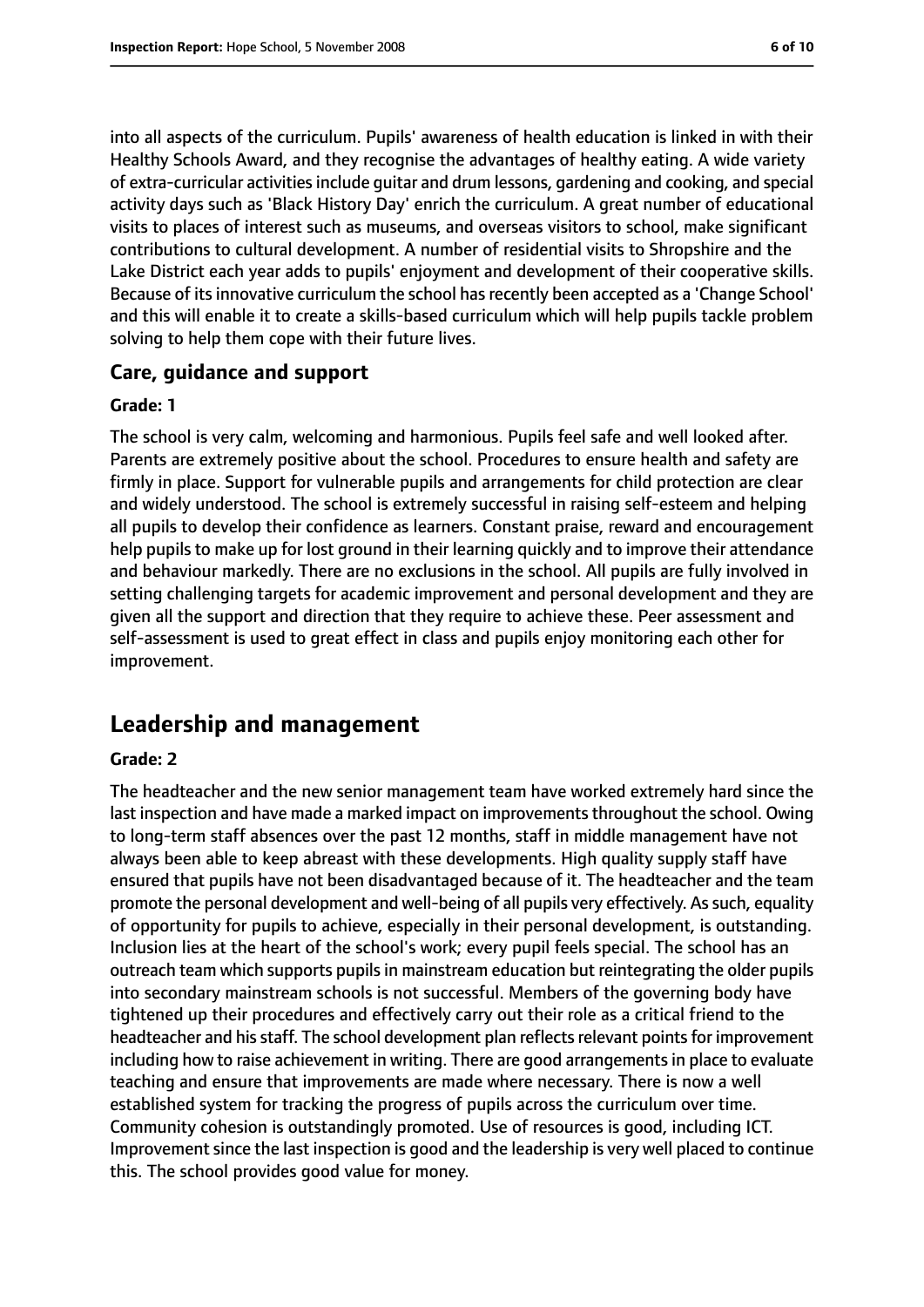into all aspects of the curriculum. Pupils' awareness of health education is linked in with their Healthy Schools Award, and they recognise the advantages of healthy eating. A wide variety of extra-curricular activities include guitar and drum lessons, gardening and cooking, and special activity days such as 'Black History Day' enrich the curriculum. A great number of educational visits to places of interest such as museums, and overseas visitors to school, make significant contributions to cultural development. A number of residential visits to Shropshire and the Lake District each year adds to pupils' enjoyment and development of their cooperative skills. Because of its innovative curriculum the school has recently been accepted as a 'Change School' and this will enable it to create a skills-based curriculum which will help pupils tackle problem solving to help them cope with their future lives.

### Care, guidance and support

#### Grade: 1

The school is very calm, welcoming and harmonious. Pupils feel safe and well looked after. Parents are extremely positive about the school. Procedures to ensure health and safety are firmly in place. Support for vulnerable pupils and arrangements for child protection are clear and widely understood. The school is extremely successful in raising self-esteem and helping all pupils to develop their confidence as learners. Constant praise, reward and encouragement help pupils to make up for lost ground in their learning quickly and to improve their attendance and behaviour markedly. There are no exclusions in the school. All pupils are fully involved in setting challenging targets for academic improvement and personal development and they are given all the support and direction that they require to achieve these. Peer assessment and self-assessment is used to great effect in class and pupils enjoy monitoring each other for improvement.

## Leadership and management

#### Grade: 2

The headteacher and the new senior management team have worked extremely hard since the last inspection and have made a marked impact on improvements throughout the school. Owing to long-term staff absences over the past 12 months, staff in middle management have not always been able to keep abreast with these developments. High quality supply staff have ensured that pupils have not been disadvantaged because of it. The headteacher and the team promote the personal development and well-being of all pupils very effectively. As such, equality of opportunity for pupils to achieve, especially in their personal development, is outstanding. Inclusion lies at the heart of the school's work; every pupil feels special. The school has an outreach team which supports pupils in mainstream education but reintegrating the older pupils into secondary mainstream schools is not successful. Members of the governing body have tightened up their procedures and effectively carry out their role as a critical friend to the headteacher and his staff. The school development plan reflects relevant points for improvement including how to raise achievement in writing. There are good arrangements in place to evaluate teaching and ensure that improvements are made where necessary. There is now a well established system for tracking the progress of pupils across the curriculum over time. Community cohesion is outstandingly promoted. Use of resources is good, including ICT. Improvement since the last inspection is good and the leadership is very well placed to continue this. The school provides good value for money.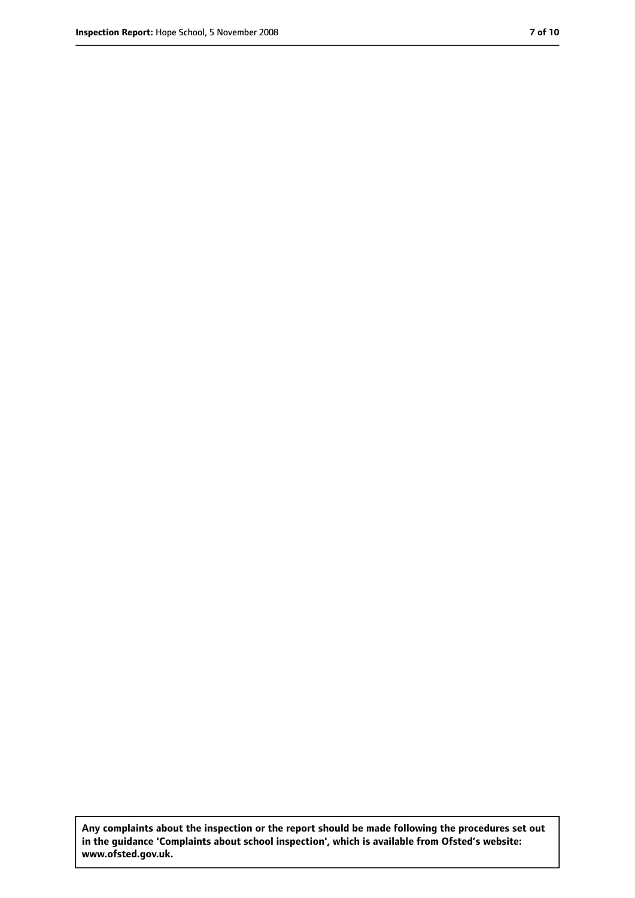**Any complaints about the inspection or the report should be made following the procedures set out in the guidance 'Complaints about school inspection', which is available from Ofsted's website: www.ofsted.gov.uk.**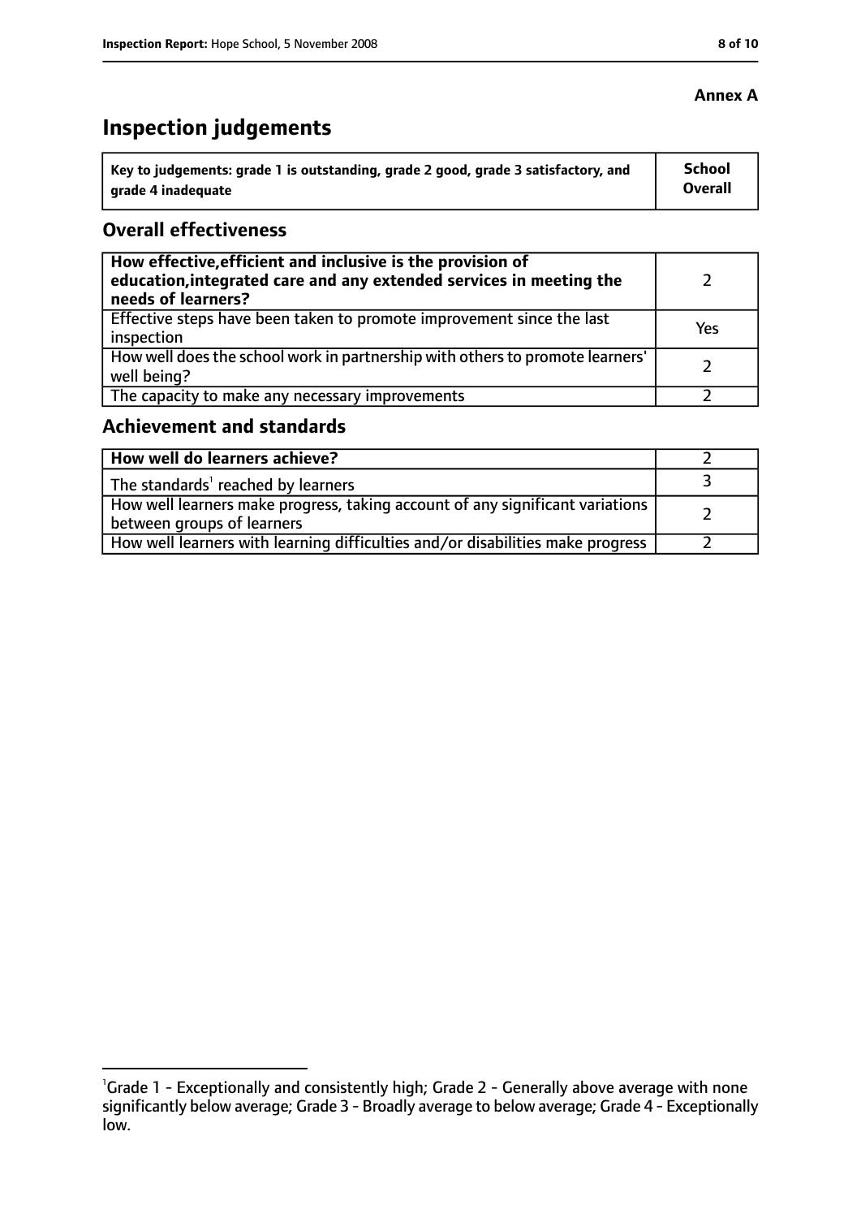**Annex A**

# Inspection judgements

| Key to judgements: grade 1 is outstanding, grade 2 good, grade 3 satisfactory, and grade 4 inadequate | School Overall |
|---|---|

## Overall effectiveness

| | |
|---|---|
| **How effective, efficient and inclusive is the provision of education, integrated care and any extended services in meeting the needs of learners?** | 2 |
| Effective steps have been taken to promote improvement since the last inspection | Yes |
| How well does the school work in partnership with others to promote learners' well being? | 2 |
| The capacity to make any necessary improvements | 2 |

## Achievement and standards

| | |
|---|---|
| **How well do learners achieve?** | 2 |
| The standards[1] reached by learners | 3 |
| How well learners make progress, taking account of any significant variations between groups of learners | 2 |
| How well learners with learning difficulties and/or disabilities make progress | 2 |

[1]Grade 1 - Exceptionally and consistently high; Grade 2 - Generally above average with none significantly below average; Grade 3 - Broadly average to below average; Grade 4 - Exceptionally low.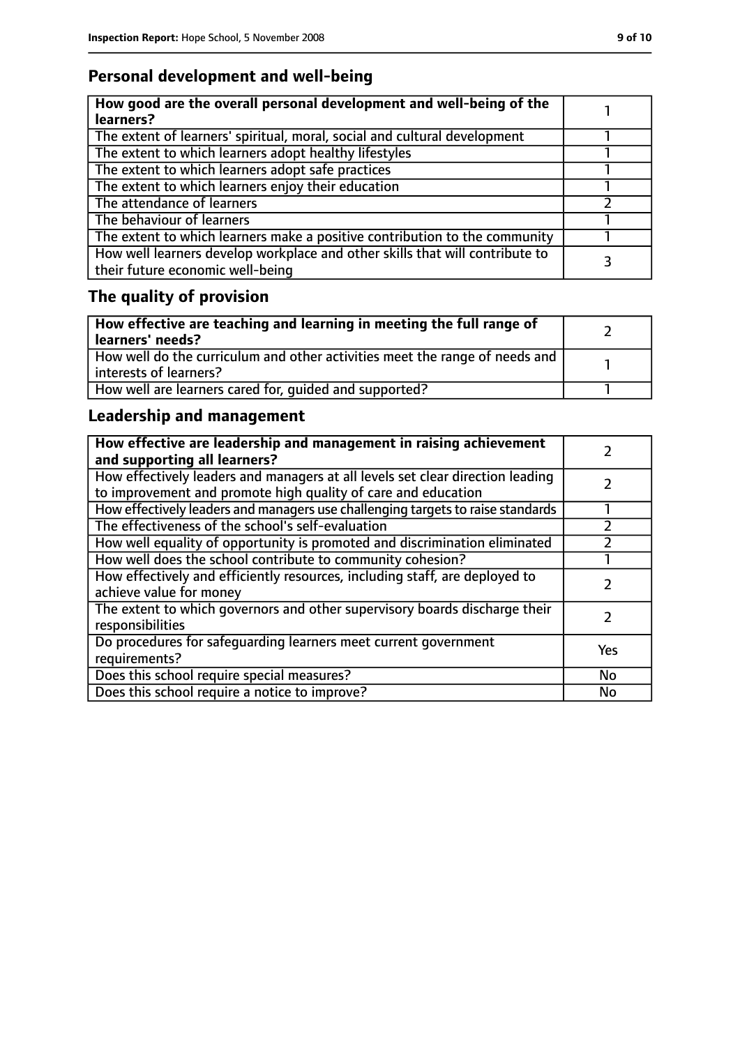## Personal development and well-being

| How good are the overall personal development and well-being of the learners? | 1 |
|---|---|
| The extent of learners' spiritual, moral, social and cultural development | 1 |
| The extent to which learners adopt healthy lifestyles | 1 |
| The extent to which learners adopt safe practices | 1 |
| The extent to which learners enjoy their education | 1 |
| The attendance of learners | 2 |
| The behaviour of learners | 1 |
| The extent to which learners make a positive contribution to the community | 1 |
| How well learners develop workplace and other skills that will contribute to their future economic well-being | 3 |

## The quality of provision

| How effective are teaching and learning in meeting the full range of learners' needs? | 2 |
|---|---|
| How well do the curriculum and other activities meet the range of needs and interests of learners? | 1 |
| How well are learners cared for, guided and supported? | 1 |

## Leadership and management

| How effective are leadership and management in raising achievement and supporting all learners? | 2 |
|---|---|
| How effectively leaders and managers at all levels set clear direction leading to improvement and promote high quality of care and education | 2 |
| How effectively leaders and managers use challenging targets to raise standards | 1 |
| The effectiveness of the school's self-evaluation | 2 |
| How well equality of opportunity is promoted and discrimination eliminated | 2 |
| How well does the school contribute to community cohesion? | 1 |
| How effectively and efficiently resources, including staff, are deployed to achieve value for money | 2 |
| The extent to which governors and other supervisory boards discharge their responsibilities | 2 |
| Do procedures for safeguarding learners meet current government requirements? | Yes |
| Does this school require special measures? | No |
| Does this school require a notice to improve? | No |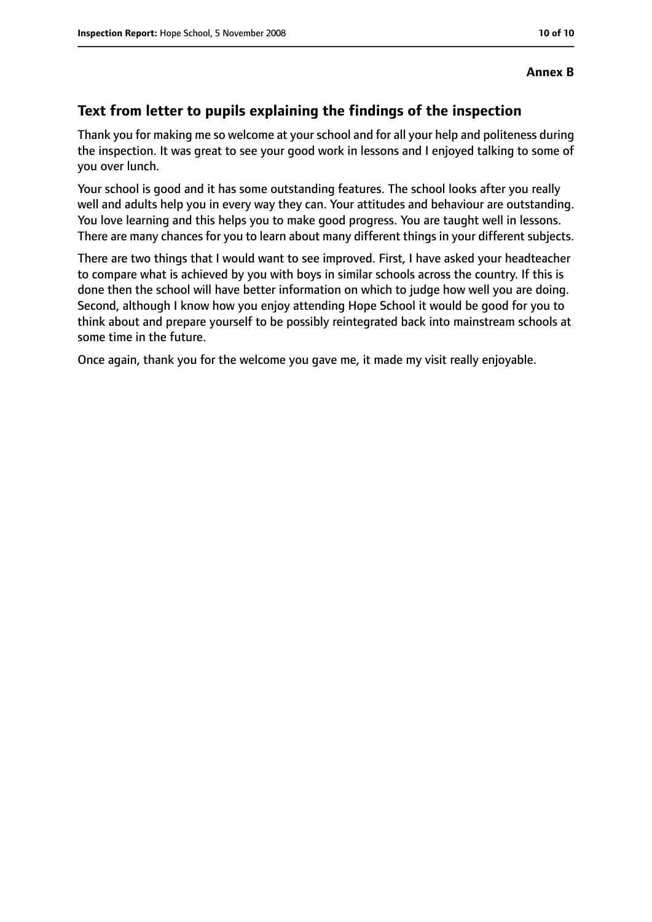**Annex B**

## Text from letter to pupils explaining the findings of the inspection

Thank you for making me so welcome at your school and for all your help and politeness during the inspection. It was great to see your good work in lessons and I enjoyed talking to some of you over lunch.

Your school is good and it has some outstanding features. The school looks after you really well and adults help you in every way they can. Your attitudes and behaviour are outstanding. You love learning and this helps you to make good progress. You are taught well in lessons. There are many chances for you to learn about many different things in your different subjects.

There are two things that I would want to see improved. First, I have asked your headteacher to compare what is achieved by you with boys in similar schools across the country. If this is done then the school will have better information on which to judge how well you are doing. Second, although I know how you enjoy attending Hope School it would be good for you to think about and prepare yourself to be possibly reintegrated back into mainstream schools at some time in the future.

Once again, thank you for the welcome you gave me, it made my visit really enjoyable.